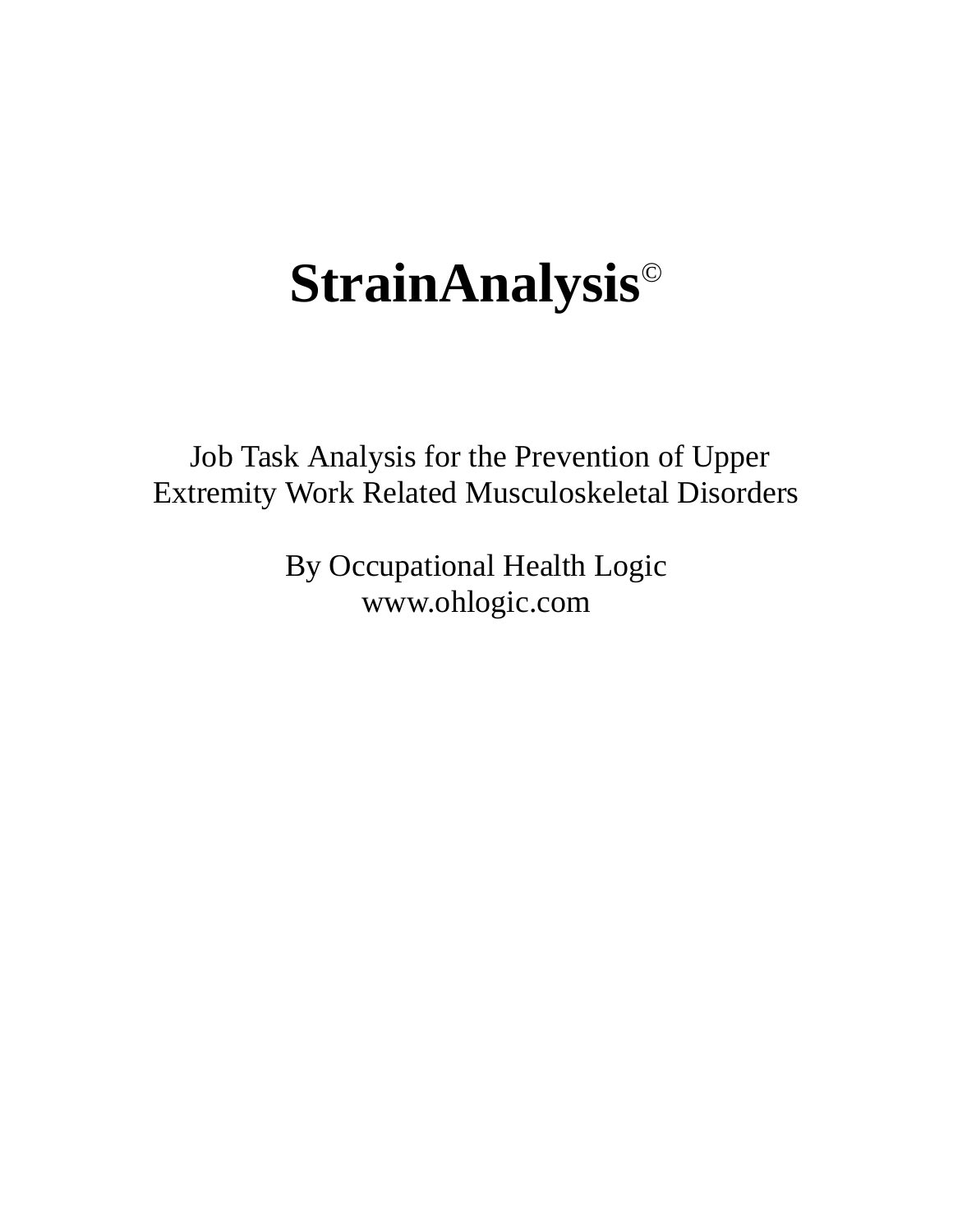# StrainAnalysis©

Job Task Analysis for the Prevention of Upper Extremity Work Related Musculoskeletal Disorders

By Occupational Health Logic
www.ohlogic.com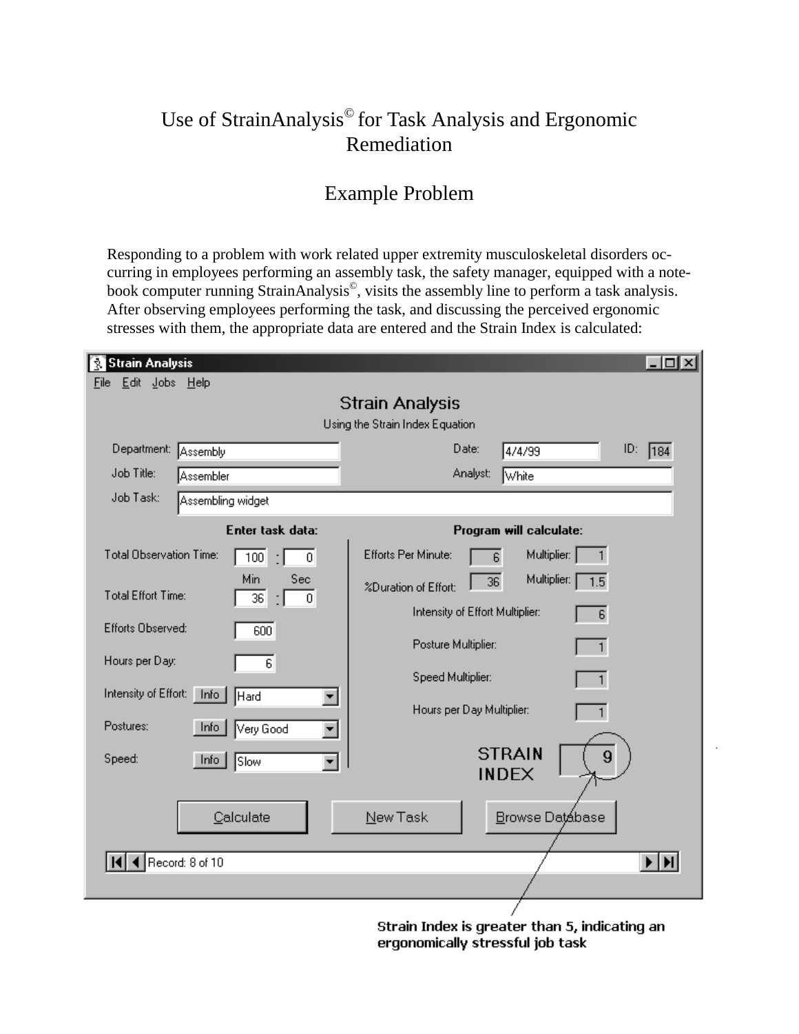# Use of StrainAnalysis© for Task Analysis and Ergonomic Remediation

## Example Problem

Responding to a problem with work related upper extremity musculoskeletal disorders occurring in employees performing an assembly task, the safety manager, equipped with a notebook computer running StrainAnalysis©, visits the assembly line to perform a task analysis. After observing employees performing the task, and discussing the perceived ergonomic stresses with them, the appropriate data are entered and the Strain Index is calculated:

Strain Analysis

File Edit Jobs Help

Strain Analysis

Using the Strain Index Equation

Department: Assembly

Date: 4/4/99

ID: 184

Job Title: Assembler

Analyst: White

Job Task: Assembling widget

**Enter task data:**

Total Observation Time: 100 : 0 (Min Sec)

Total Effort Time: 36 : 0

Efforts Observed: 600

Hours per Day: 6

Intensity of Effort: Info Hard

Postures: Info Very Good

Speed: Info Slow

**Program will calculate:**

Efforts Per Minute: 6 Multiplier: 1

%Duration of Effort: 36 Multiplier: 1.5

Intensity of Effort Multiplier: 6

Posture Multiplier: 1

Speed Multiplier: 1

Hours per Day Multiplier: 1

STRAIN INDEX 9

Calculate | New Task | Browse Database

Record: 8 of 10

Strain Index is greater than 5, indicating an ergonomically stressful job task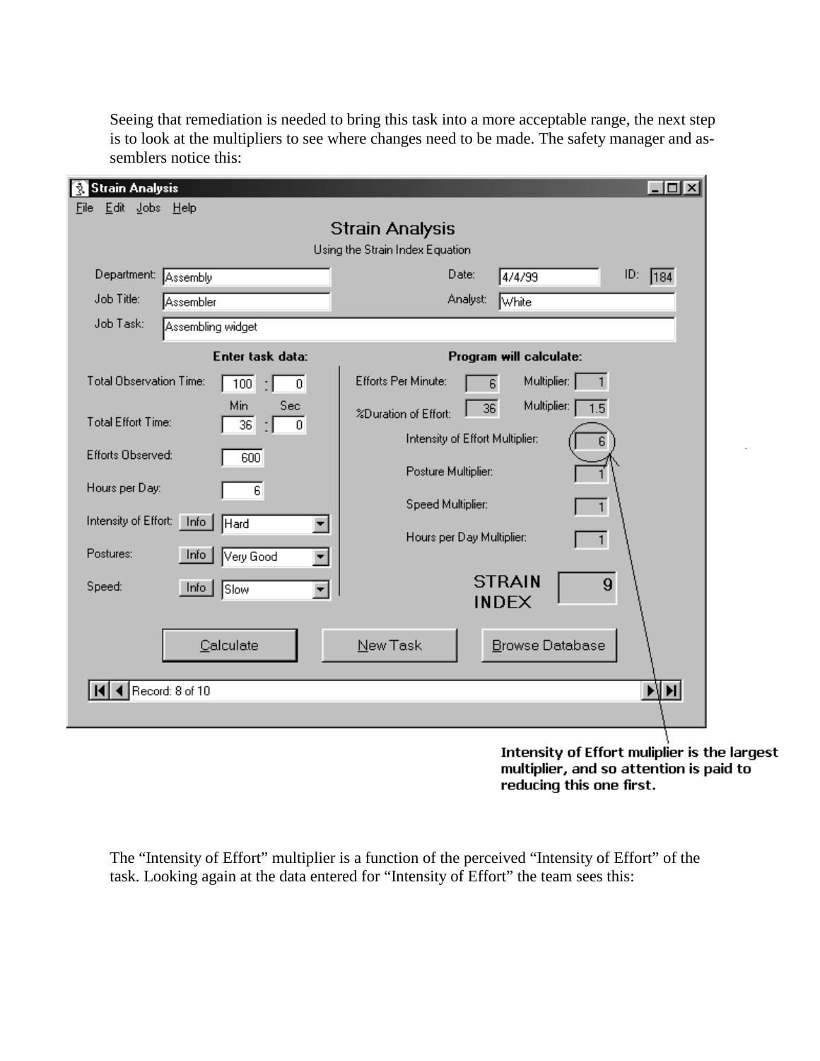Seeing that remediation is needed to bring this task into a more acceptable range, the next step is to look at the multipliers to see where changes need to be made. The safety manager and assemblers notice this:

Strain Analysis

File Edit Jobs Help

Strain Analysis

Using the Strain Index Equation

Department: Assembly

Date: 4/4/99

ID: 184

Job Title: Assembler

Analyst: White

Job Task: Assembling widget

Enter task data:

Total Observation Time: 100 : 0

Min Sec

Total Effort Time: 36 : 0

Efforts Observed: 600

Hours per Day: 6

Intensity of Effort: Info Hard

Postures: Info Very Good

Speed: Info Slow

Program will calculate:

Efforts Per Minute: 6 Multiplier: 1

%Duration of Effort: 36 Multiplier: 1.5

Intensity of Effort Multiplier: 6

Posture Multiplier: 1

Speed Multiplier: 1

Hours per Day Multiplier: 1

STRAIN INDEX 9

Calculate New Task Browse Database

Record: 8 of 10

**Intensity of Effort muliplier is the largest multiplier, and so attention is paid to reducing this one first.**

The "Intensity of Effort" multiplier is a function of the perceived "Intensity of Effort" of the task. Looking again at the data entered for "Intensity of Effort" the team sees this: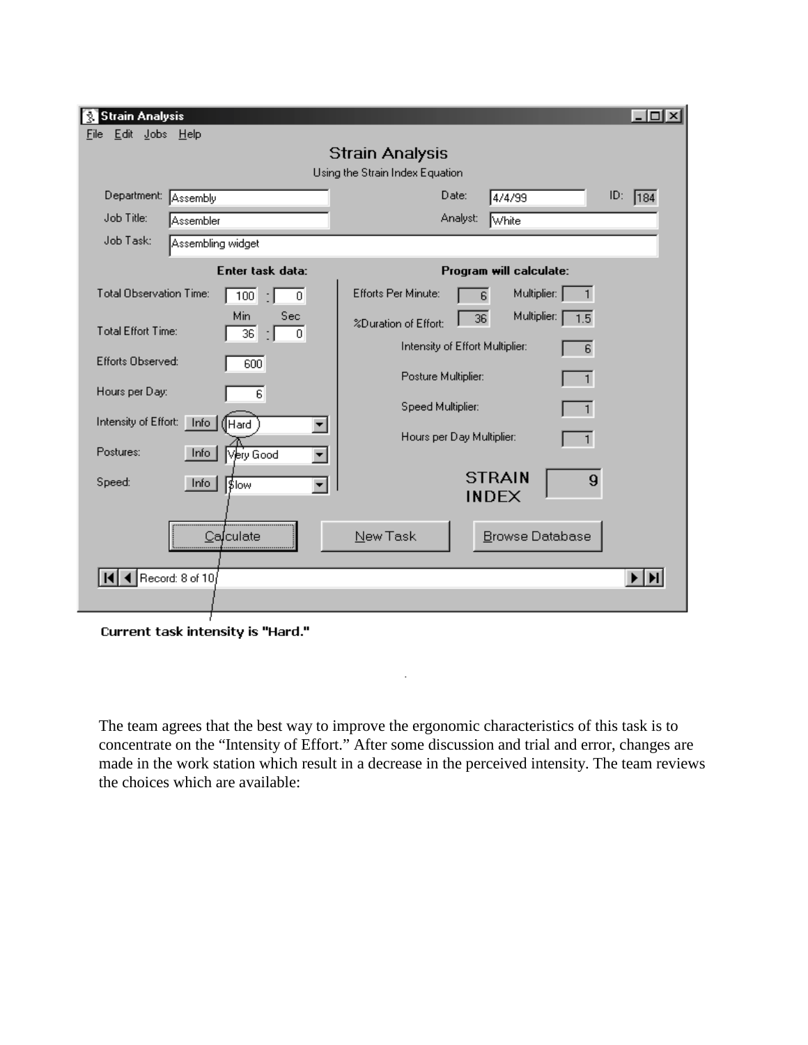Strain Analysis

File Edit Jobs Help

Strain Analysis

Using the Strain Index Equation

Department: Assembly

Date: 4/4/99

ID: 184

Job Title: Assembler

Analyst: White

Job Task: Assembling widget

Enter task data:

Total Observation Time: 100 : 0

Min Sec

Total Effort Time: 36 : 0

Efforts Observed: 600

Hours per Day: 6

Intensity of Effort: Info Hard

Postures: Info Very Good

Speed: Info Slow

Program will calculate:

Efforts Per Minute: 6 Multiplier: 1

%Duration of Effort: 36 Multiplier: 1.5

Intensity of Effort Multiplier: 6

Posture Multiplier: 1

Speed Multiplier: 1

Hours per Day Multiplier: 1

STRAIN INDEX 9

Calculate | New Task | Browse Database

Record: 8 of 10

**Current task intensity is "Hard."**

The team agrees that the best way to improve the ergonomic characteristics of this task is to concentrate on the "Intensity of Effort." After some discussion and trial and error, changes are made in the work station which result in a decrease in the perceived intensity. The team reviews the choices which are available: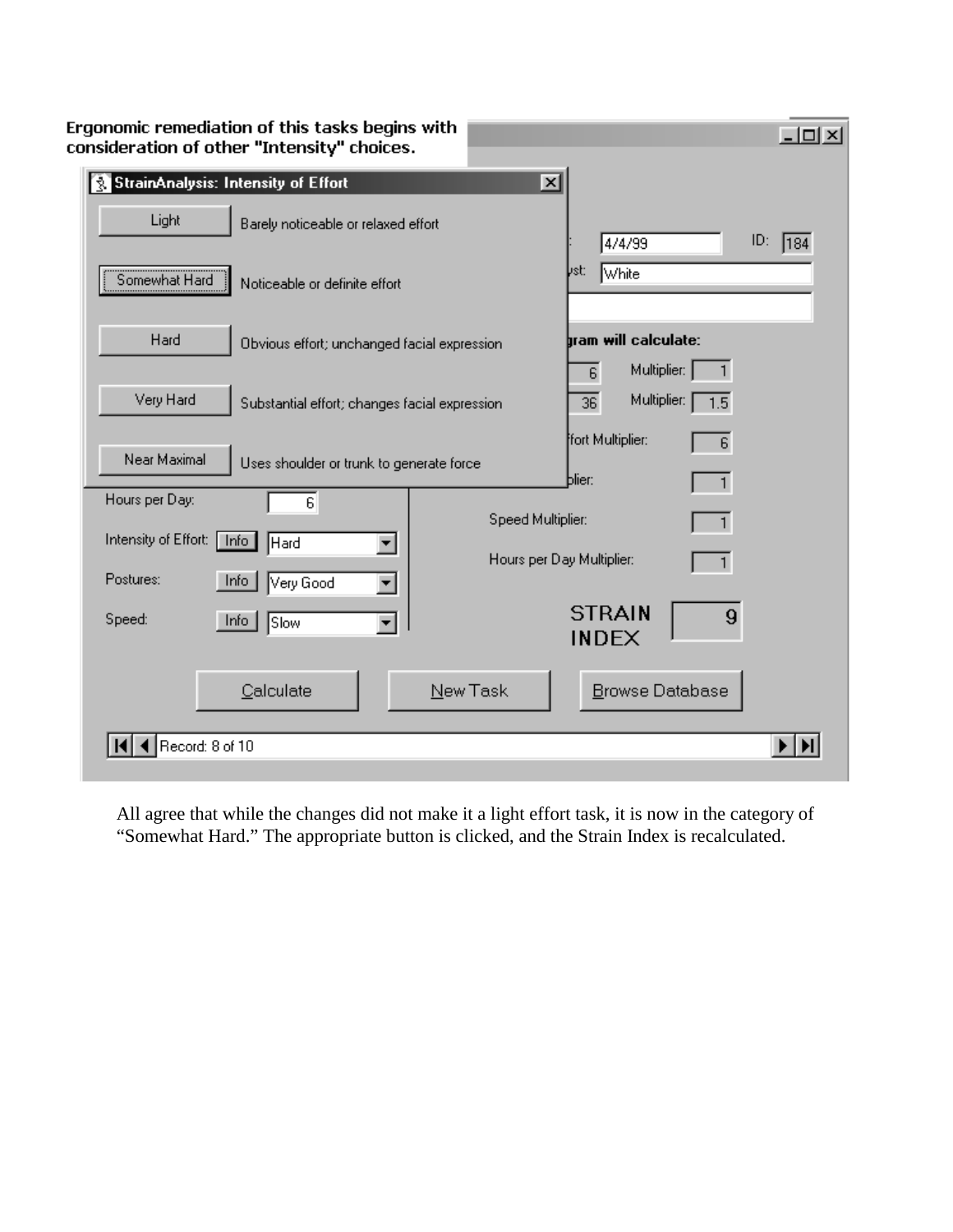Ergonomic remediation of this tasks begins with consideration of other "Intensity" choices.

StrainAnalysis: Intensity of Effort

Light — Barely noticeable or relaxed effort

Somewhat Hard — Noticeable or definite effort

Hard — Obvious effort; unchanged facial expression

Very Hard — Substantial effort; changes facial expression

Near Maximal — Uses shoulder or trunk to generate force

4/4/99 ID: 184

White

...gram will calculate:

6 Multiplier: 1

36 Multiplier: 1.5

...ffort Multiplier: 6

...plier: 1

Speed Multiplier: 1

Hours per Day Multiplier: 1

STRAIN INDEX 9

Hours per Day: 6

Intensity of Effort: Info Hard

Postures: Info Very Good

Speed: Info Slow

Calculate | New Task | Browse Database

Record: 8 of 10

All agree that while the changes did not make it a light effort task, it is now in the category of "Somewhat Hard." The appropriate button is clicked, and the Strain Index is recalculated.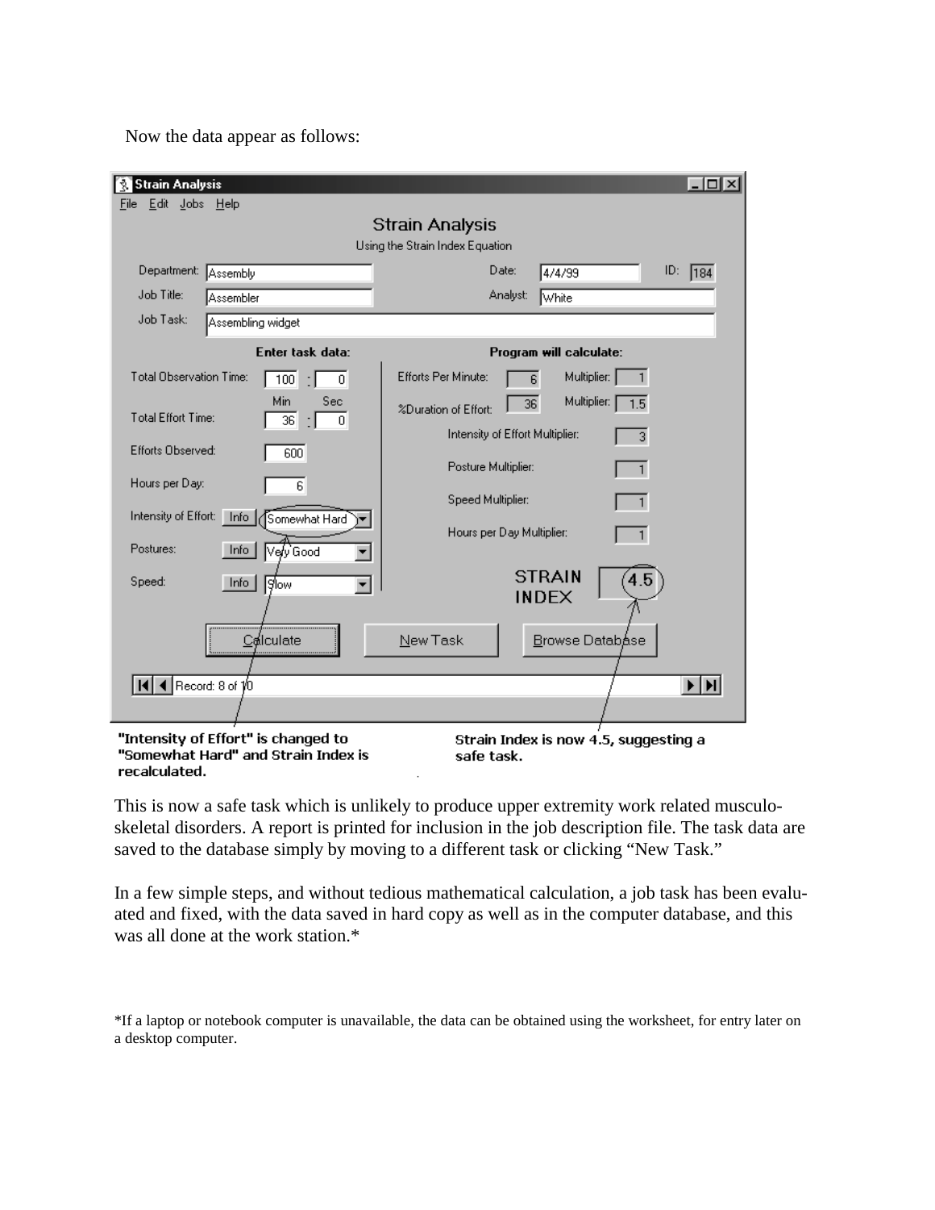Now the data appear as follows:

Strain Analysis

File Edit Jobs Help

Strain Analysis

Using the Strain Index Equation

Department: Assembly

Date: 4/4/99

ID: 184

Job Title: Assembler

Analyst: White

Job Task: Assembling widget

| Enter task data: | | Program will calculate: | |
|---|---|---|---|
| Total Observation Time: | 100 Min : 0 Sec | Efforts Per Minute: | 6 Multiplier: 1 |
| Total Effort Time: | 36 : 0 | %Duration of Effort: | 36 Multiplier: 1.5 |
| Efforts Observed: | 600 | Intensity of Effort Multiplier: | 3 |
| Hours per Day: | 6 | Posture Multiplier: | 1 |
| Intensity of Effort: | Somewhat Hard | Speed Multiplier: | 1 |
| Postures: | Very Good | Hours per Day Multiplier: | 1 |
| Speed: | Slow | STRAIN INDEX | 4.5 |

Calculate | New Task | Browse Database

Record: 8 of 10

"Intensity of Effort" is changed to "Somewhat Hard" and Strain Index is recalculated.

Strain Index is now 4.5, suggesting a safe task.

This is now a safe task which is unlikely to produce upper extremity work related musculo-skeletal disorders. A report is printed for inclusion in the job description file. The task data are saved to the database simply by moving to a different task or clicking "New Task."

In a few simple steps, and without tedious mathematical calculation, a job task has been evaluated and fixed, with the data saved in hard copy as well as in the computer database, and this was all done at the work station.*

*If a laptop or notebook computer is unavailable, the data can be obtained using the worksheet, for entry later on a desktop computer.